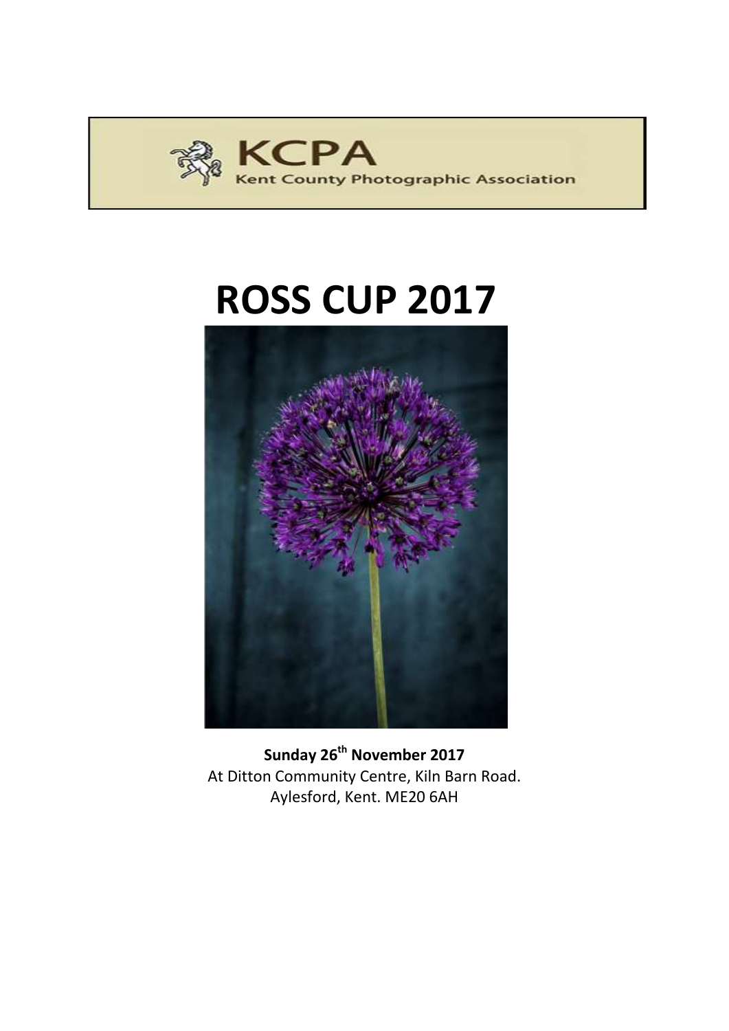KCPA
Kent County Photographic Association

# ROSS CUP 2017

**Sunday 26th November 2017**
At Ditton Community Centre, Kiln Barn Road.
Aylesford, Kent. ME20 6AH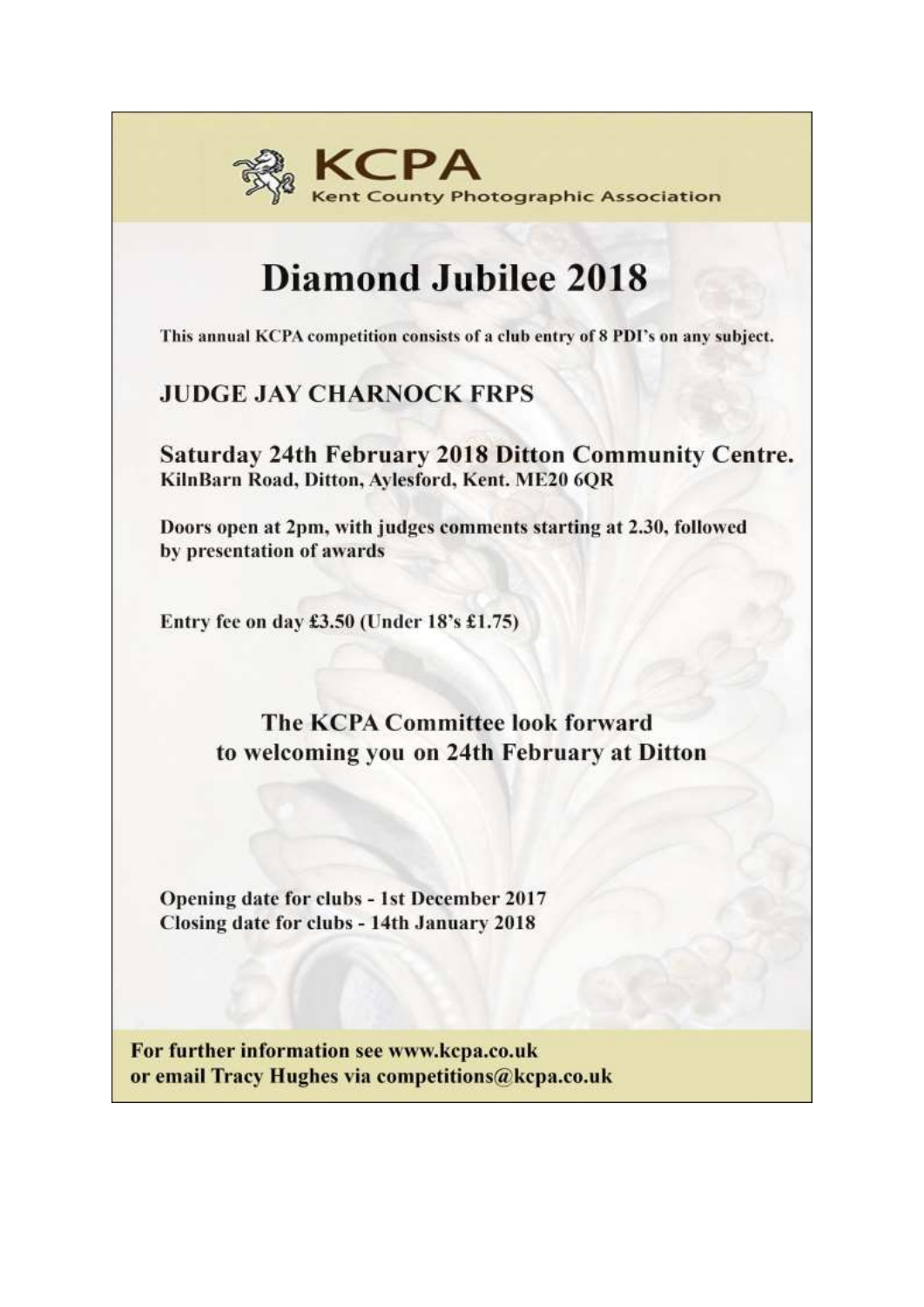**KCPA**
Kent County Photographic Association

# Diamond Jubilee 2018

This annual KCPA competition consists of a club entry of 8 PDI's on any subject.

## JUDGE JAY CHARNOCK FRPS

**Saturday 24th February 2018 Ditton Community Centre.**
KilnBarn Road, Ditton, Aylesford, Kent. ME20 6QR

Doors open at 2pm, with judges comments starting at 2.30, followed by presentation of awards

Entry fee on day £3.50 (Under 18's £1.75)

**The KCPA Committee look forward to welcoming you on 24th February at Ditton**

Opening date for clubs - 1st December 2017
Closing date for clubs - 14th January 2018

For further information see www.kcpa.co.uk
or email Tracy Hughes via competitions@kcpa.co.uk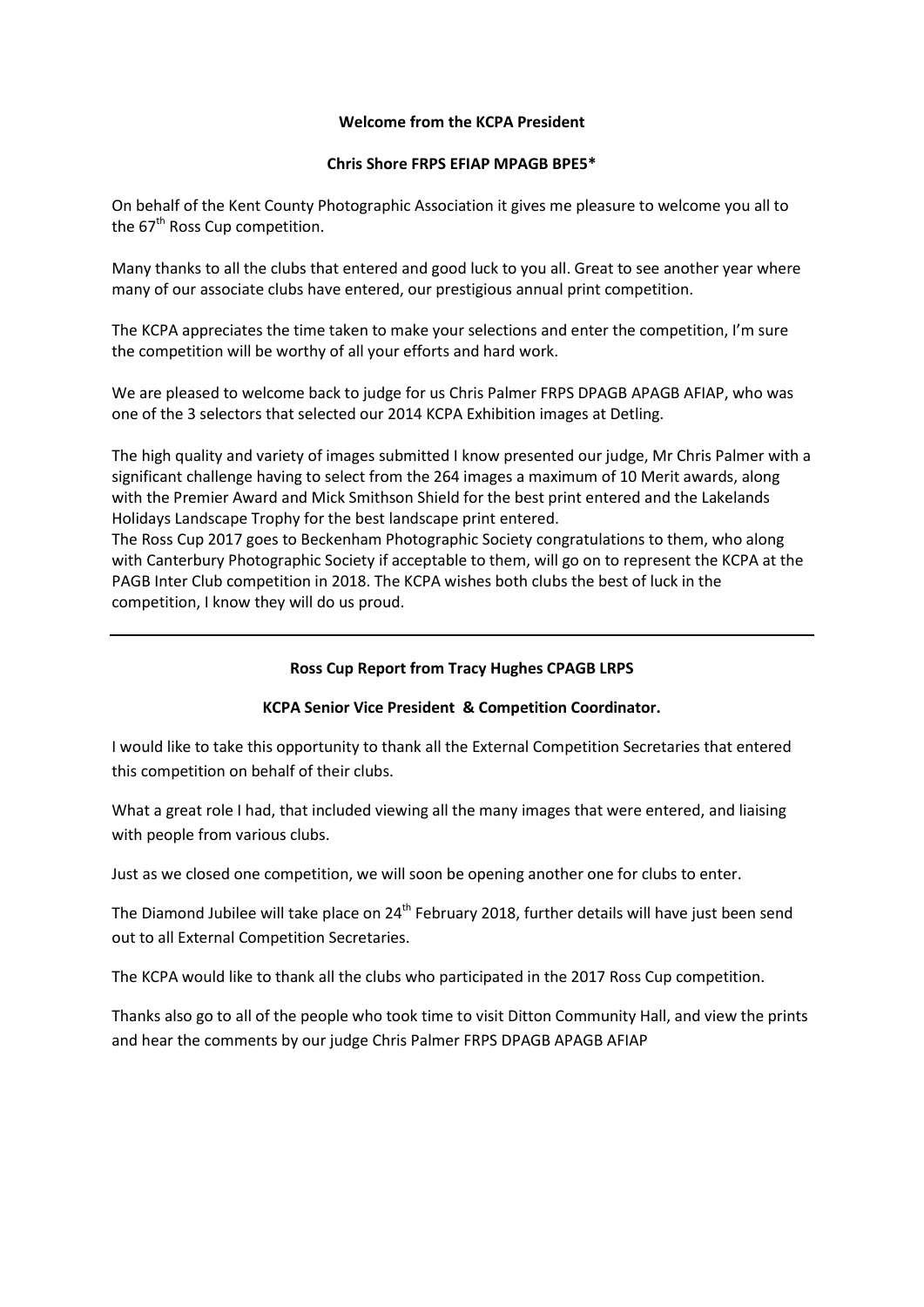**Welcome from the KCPA President**

**Chris Shore FRPS EFIAP MPAGB BPE5***

On behalf of the Kent County Photographic Association it gives me pleasure to welcome you all to the 67th Ross Cup competition.

Many thanks to all the clubs that entered and good luck to you all. Great to see another year where many of our associate clubs have entered, our prestigious annual print competition.

The KCPA appreciates the time taken to make your selections and enter the competition, I'm sure the competition will be worthy of all your efforts and hard work.

We are pleased to welcome back to judge for us Chris Palmer FRPS DPAGB APAGB AFIAP, who was one of the 3 selectors that selected our 2014 KCPA Exhibition images at Detling.

The high quality and variety of images submitted I know presented our judge, Mr Chris Palmer with a significant challenge having to select from the 264 images a maximum of 10 Merit awards, along with the Premier Award and Mick Smithson Shield for the best print entered and the Lakelands Holidays Landscape Trophy for the best landscape print entered.
The Ross Cup 2017 goes to Beckenham Photographic Society congratulations to them, who along with Canterbury Photographic Society if acceptable to them, will go on to represent the KCPA at the PAGB Inter Club competition in 2018. The KCPA wishes both clubs the best of luck in the competition, I know they will do us proud.

---

**Ross Cup Report from Tracy Hughes CPAGB LRPS**

**KCPA Senior Vice President & Competition Coordinator.**

I would like to take this opportunity to thank all the External Competition Secretaries that entered this competition on behalf of their clubs.

What a great role I had, that included viewing all the many images that were entered, and liaising with people from various clubs.

Just as we closed one competition, we will soon be opening another one for clubs to enter.

The Diamond Jubilee will take place on 24th February 2018, further details will have just been send out to all External Competition Secretaries.

The KCPA would like to thank all the clubs who participated in the 2017 Ross Cup competition.

Thanks also go to all of the people who took time to visit Ditton Community Hall, and view the prints and hear the comments by our judge Chris Palmer FRPS DPAGB APAGB AFIAP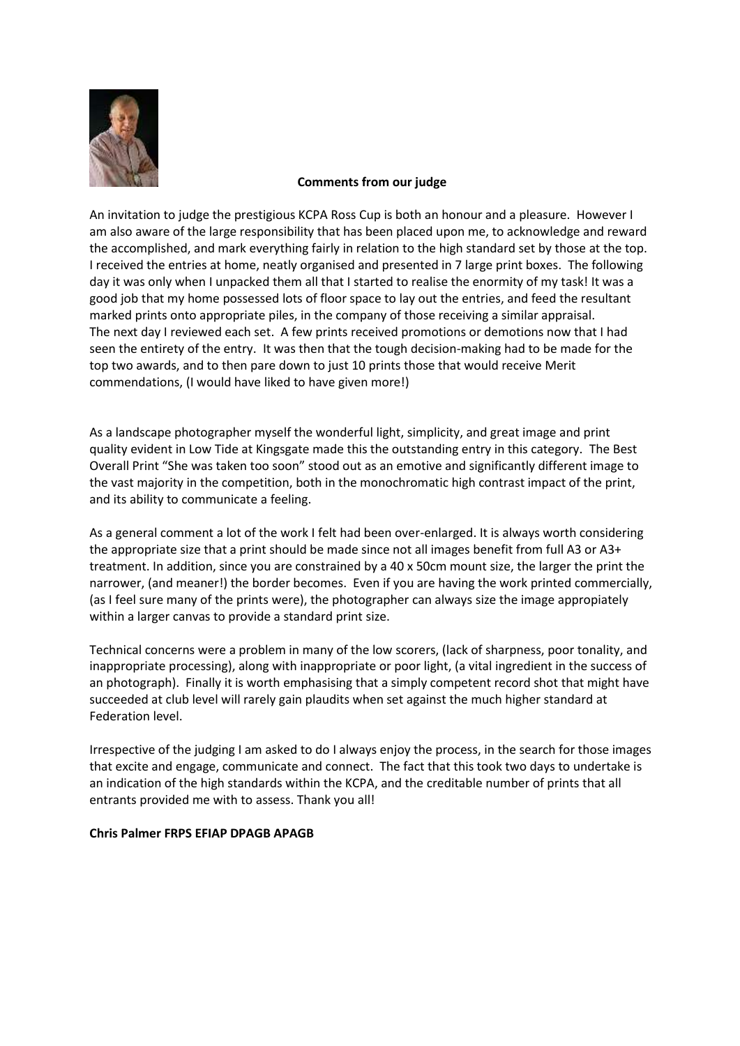**Comments from our judge**

An invitation to judge the prestigious KCPA Ross Cup is both an honour and a pleasure. However I am also aware of the large responsibility that has been placed upon me, to acknowledge and reward the accomplished, and mark everything fairly in relation to the high standard set by those at the top. I received the entries at home, neatly organised and presented in 7 large print boxes. The following day it was only when I unpacked them all that I started to realise the enormity of my task! It was a good job that my home possessed lots of floor space to lay out the entries, and feed the resultant marked prints onto appropriate piles, in the company of those receiving a similar appraisal.
The next day I reviewed each set. A few prints received promotions or demotions now that I had seen the entirety of the entry. It was then that the tough decision-making had to be made for the top two awards, and to then pare down to just 10 prints those that would receive Merit commendations, (I would have liked to have given more!)

As a landscape photographer myself the wonderful light, simplicity, and great image and print quality evident in Low Tide at Kingsgate made this the outstanding entry in this category. The Best Overall Print "She was taken too soon" stood out as an emotive and significantly different image to the vast majority in the competition, both in the monochromatic high contrast impact of the print, and its ability to communicate a feeling.

As a general comment a lot of the work I felt had been over-enlarged. It is always worth considering the appropriate size that a print should be made since not all images benefit from full A3 or A3+ treatment. In addition, since you are constrained by a 40 x 50cm mount size, the larger the print the narrower, (and meaner!) the border becomes. Even if you are having the work printed commercially, (as I feel sure many of the prints were), the photographer can always size the image appropiately within a larger canvas to provide a standard print size.

Technical concerns were a problem in many of the low scorers, (lack of sharpness, poor tonality, and inappropriate processing), along with inappropriate or poor light, (a vital ingredient in the success of an photograph). Finally it is worth emphasising that a simply competent record shot that might have succeeded at club level will rarely gain plaudits when set against the much higher standard at Federation level.

Irrespective of the judging I am asked to do I always enjoy the process, in the search for those images that excite and engage, communicate and connect. The fact that this took two days to undertake is an indication of the high standards within the KCPA, and the creditable number of prints that all entrants provided me with to assess. Thank you all!

**Chris Palmer FRPS EFIAP DPAGB APAGB**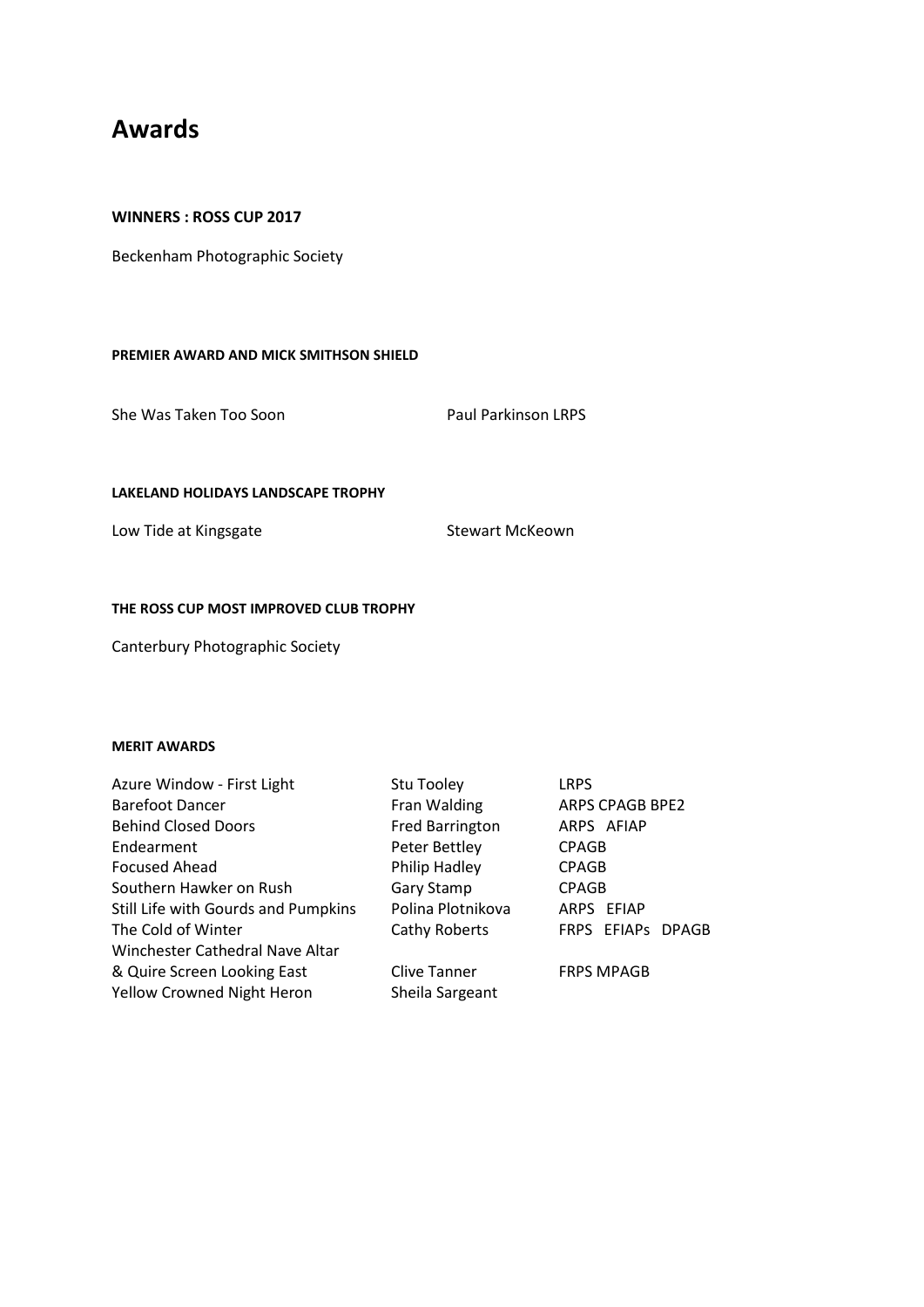# Awards

**WINNERS : ROSS CUP 2017**

Beckenham Photographic Society

**PREMIER AWARD AND MICK SMITHSON SHIELD**

| | |
|---|---|
| She Was Taken Too Soon | Paul Parkinson LRPS |

**LAKELAND HOLIDAYS LANDSCAPE TROPHY**

| | |
|---|---|
| Low Tide at Kingsgate | Stewart McKeown |

**THE ROSS CUP MOST IMPROVED CLUB TROPHY**

Canterbury Photographic Society

**MERIT AWARDS**

| | | |
|---|---|---|
| Azure Window - First Light | Stu Tooley | LRPS |
| Barefoot Dancer | Fran Walding | ARPS CPAGB BPE2 |
| Behind Closed Doors | Fred Barrington | ARPS AFIAP |
| Endearment | Peter Bettley | CPAGB |
| Focused Ahead | Philip Hadley | CPAGB |
| Southern Hawker on Rush | Gary Stamp | CPAGB |
| Still Life with Gourds and Pumpkins | Polina Plotnikova | ARPS EFIAP |
| The Cold of Winter | Cathy Roberts | FRPS EFIAPs DPAGB |
| Winchester Cathedral Nave Altar & Quire Screen Looking East | Clive Tanner | FRPS MPAGB |
| Yellow Crowned Night Heron | Sheila Sargeant | |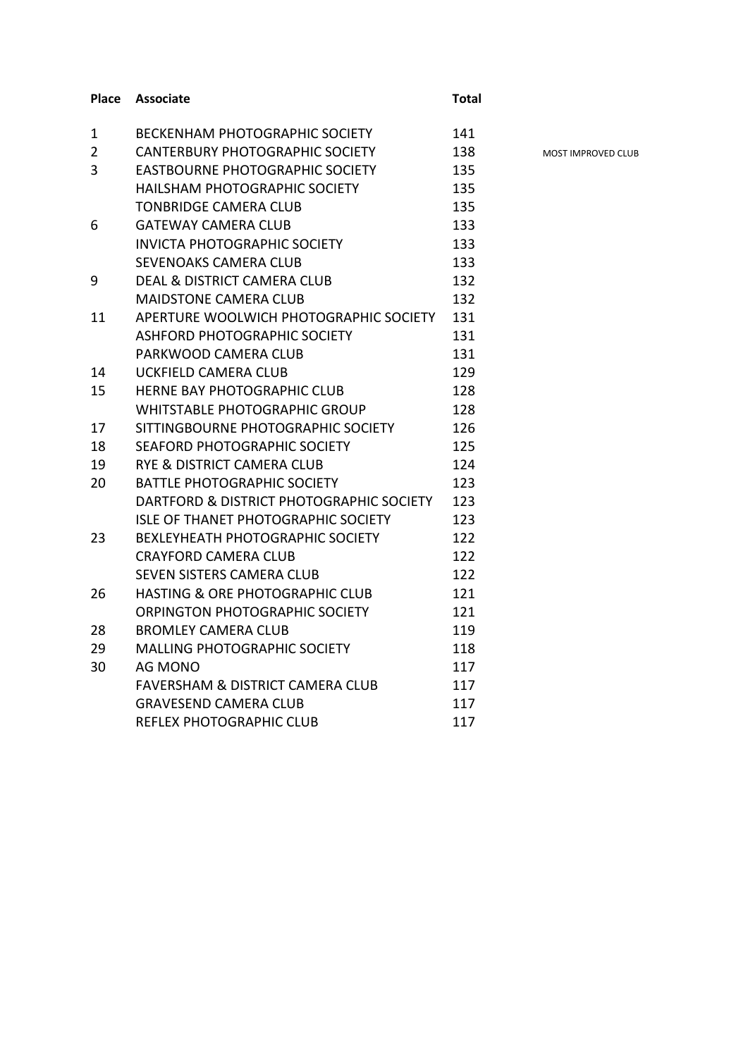| Place | Associate | Total | |
|---|---|---|---|
| 1 | BECKENHAM PHOTOGRAPHIC SOCIETY | 141 | |
| 2 | CANTERBURY PHOTOGRAPHIC SOCIETY | 138 | MOST IMPROVED CLUB |
| 3 | EASTBOURNE PHOTOGRAPHIC SOCIETY | 135 | |
| | HAILSHAM PHOTOGRAPHIC SOCIETY | 135 | |
| | TONBRIDGE CAMERA CLUB | 135 | |
| 6 | GATEWAY CAMERA CLUB | 133 | |
| | INVICTA PHOTOGRAPHIC SOCIETY | 133 | |
| | SEVENOAKS CAMERA CLUB | 133 | |
| 9 | DEAL & DISTRICT CAMERA CLUB | 132 | |
| | MAIDSTONE CAMERA CLUB | 132 | |
| 11 | APERTURE WOOLWICH PHOTOGRAPHIC SOCIETY | 131 | |
| | ASHFORD PHOTOGRAPHIC SOCIETY | 131 | |
| | PARKWOOD CAMERA CLUB | 131 | |
| 14 | UCKFIELD CAMERA CLUB | 129 | |
| 15 | HERNE BAY PHOTOGRAPHIC CLUB | 128 | |
| | WHITSTABLE PHOTOGRAPHIC GROUP | 128 | |
| 17 | SITTINGBOURNE PHOTOGRAPHIC SOCIETY | 126 | |
| 18 | SEAFORD PHOTOGRAPHIC SOCIETY | 125 | |
| 19 | RYE & DISTRICT CAMERA CLUB | 124 | |
| 20 | BATTLE PHOTOGRAPHIC SOCIETY | 123 | |
| | DARTFORD & DISTRICT PHOTOGRAPHIC SOCIETY | 123 | |
| | ISLE OF THANET PHOTOGRAPHIC SOCIETY | 123 | |
| 23 | BEXLEYHEATH PHOTOGRAPHIC SOCIETY | 122 | |
| | CRAYFORD CAMERA CLUB | 122 | |
| | SEVEN SISTERS CAMERA CLUB | 122 | |
| 26 | HASTING & ORE PHOTOGRAPHIC CLUB | 121 | |
| | ORPINGTON PHOTOGRAPHIC SOCIETY | 121 | |
| 28 | BROMLEY CAMERA CLUB | 119 | |
| 29 | MALLING PHOTOGRAPHIC SOCIETY | 118 | |
| 30 | AG MONO | 117 | |
| | FAVERSHAM & DISTRICT CAMERA CLUB | 117 | |
| | GRAVESEND CAMERA CLUB | 117 | |
| | REFLEX PHOTOGRAPHIC CLUB | 117 | |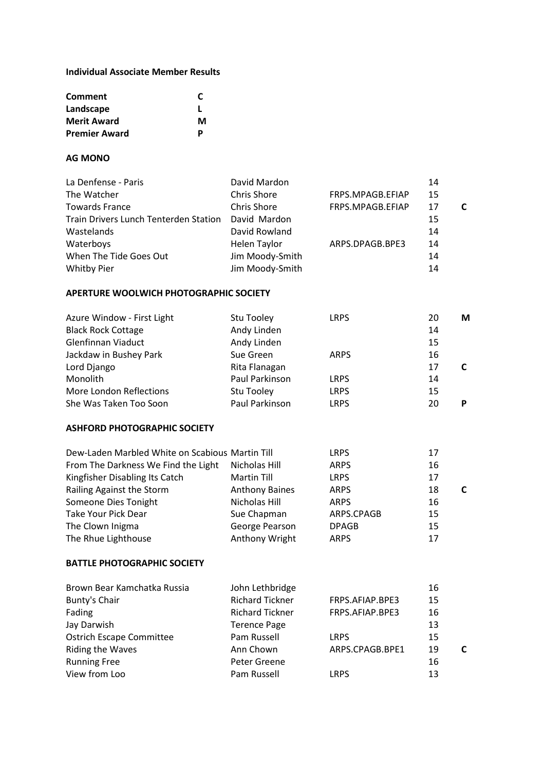**Individual Associate Member Results**

| | |
|---|---|
| **Comment** | **C** |
| **Landscape** | **L** |
| **Merit Award** | **M** |
| **Premier Award** | **P** |

**AG MONO**

| | | | | |
|---|---|---|---|---|
| La Denfense - Paris | David Mardon | | 14 | |
| The Watcher | Chris Shore | FRPS.MPAGB.EFIAP | 15 | |
| Towards France | Chris Shore | FRPS.MPAGB.EFIAP | 17 | C |
| Train Drivers Lunch Tenterden Station | David Mardon | | 15 | |
| Wastelands | David Rowland | | 14 | |
| Waterboys | Helen Taylor | ARPS.DPAGB.BPE3 | 14 | |
| When The Tide Goes Out | Jim Moody-Smith | | 14 | |
| Whitby Pier | Jim Moody-Smith | | 14 | |

**APERTURE WOOLWICH PHOTOGRAPHIC SOCIETY**

| | | | | |
|---|---|---|---|---|
| Azure Window - First Light | Stu Tooley | LRPS | 20 | M |
| Black Rock Cottage | Andy Linden | | 14 | |
| Glenfinnan Viaduct | Andy Linden | | 15 | |
| Jackdaw in Bushey Park | Sue Green | ARPS | 16 | |
| Lord Django | Rita Flanagan | | 17 | C |
| Monolith | Paul Parkinson | LRPS | 14 | |
| More London Reflections | Stu Tooley | LRPS | 15 | |
| She Was Taken Too Soon | Paul Parkinson | LRPS | 20 | P |

**ASHFORD PHOTOGRAPHIC SOCIETY**

| | | | | |
|---|---|---|---|---|
| Dew-Laden Marbled White on Scabious | Martin Till | LRPS | 17 | |
| From The Darkness We Find the Light | Nicholas Hill | ARPS | 16 | |
| Kingfisher Disabling Its Catch | Martin Till | LRPS | 17 | |
| Railing Against the Storm | Anthony Baines | ARPS | 18 | C |
| Someone Dies Tonight | Nicholas Hill | ARPS | 16 | |
| Take Your Pick Dear | Sue Chapman | ARPS.CPAGB | 15 | |
| The Clown Inigma | George Pearson | DPAGB | 15 | |
| The Rhue Lighthouse | Anthony Wright | ARPS | 17 | |

**BATTLE PHOTOGRAPHIC SOCIETY**

| | | | | |
|---|---|---|---|---|
| Brown Bear Kamchatka Russia | John Lethbridge | | 16 | |
| Bunty's Chair | Richard Tickner | FRPS.AFIAP.BPE3 | 15 | |
| Fading | Richard Tickner | FRPS.AFIAP.BPE3 | 16 | |
| Jay Darwish | Terence Page | | 13 | |
| Ostrich Escape Committee | Pam Russell | LRPS | 15 | |
| Riding the Waves | Ann Chown | ARPS.CPAGB.BPE1 | 19 | C |
| Running Free | Peter Greene | | 16 | |
| View from Loo | Pam Russell | LRPS | 13 | |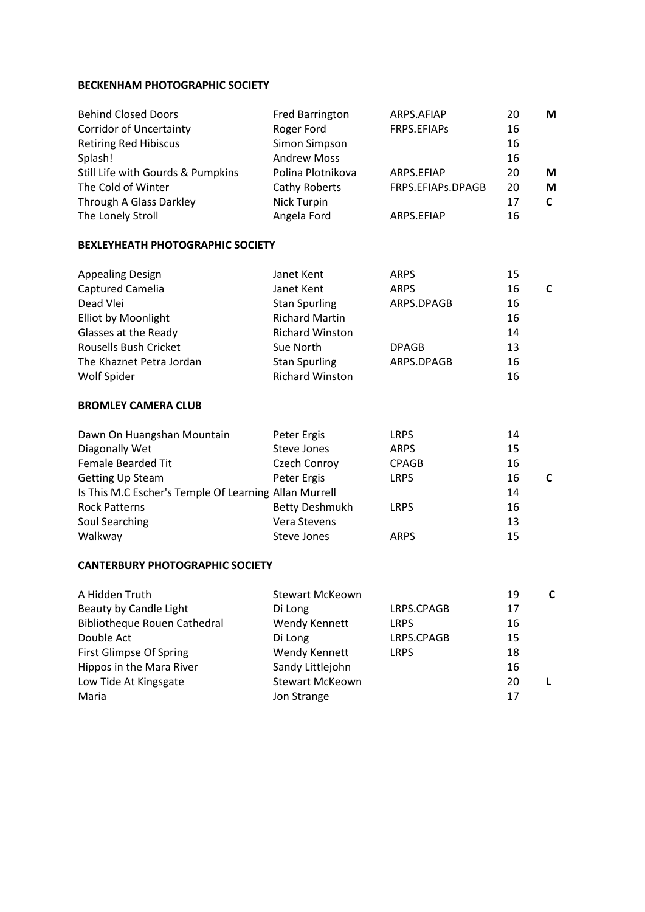**BECKENHAM PHOTOGRAPHIC SOCIETY**

| | | | | |
|---|---|---|---|---|
| Behind Closed Doors | Fred Barrington | ARPS.AFIAP | 20 | **M** |
| Corridor of Uncertainty | Roger Ford | FRPS.EFIAPs | 16 | |
| Retiring Red Hibiscus | Simon Simpson | | 16 | |
| Splash! | Andrew Moss | | 16 | |
| Still Life with Gourds & Pumpkins | Polina Plotnikova | ARPS.EFIAP | 20 | **M** |
| The Cold of Winter | Cathy Roberts | FRPS.EFIAPs.DPAGB | 20 | **M** |
| Through A Glass Darkley | Nick Turpin | | 17 | **C** |
| The Lonely Stroll | Angela Ford | ARPS.EFIAP | 16 | |

**BEXLEYHEATH PHOTOGRAPHIC SOCIETY**

| | | | | |
|---|---|---|---|---|
| Appealing Design | Janet Kent | ARPS | 15 | |
| Captured Camelia | Janet Kent | ARPS | 16 | **C** |
| Dead Vlei | Stan Spurling | ARPS.DPAGB | 16 | |
| Elliot by Moonlight | Richard Martin | | 16 | |
| Glasses at the Ready | Richard Winston | | 14 | |
| Rousells Bush Cricket | Sue North | DPAGB | 13 | |
| The Khaznet Petra Jordan | Stan Spurling | ARPS.DPAGB | 16 | |
| Wolf Spider | Richard Winston | | 16 | |

**BROMLEY CAMERA CLUB**

| | | | | |
|---|---|---|---|---|
| Dawn On Huangshan Mountain | Peter Ergis | LRPS | 14 | |
| Diagonally Wet | Steve Jones | ARPS | 15 | |
| Female Bearded Tit | Czech Conroy | CPAGB | 16 | |
| Getting Up Steam | Peter Ergis | LRPS | 16 | **C** |
| Is This M.C Escher's Temple Of Learning | Allan Murrell | | 14 | |
| Rock Patterns | Betty Deshmukh | LRPS | 16 | |
| Soul Searching | Vera Stevens | | 13 | |
| Walkway | Steve Jones | ARPS | 15 | |

**CANTERBURY PHOTOGRAPHIC SOCIETY**

| | | | | |
|---|---|---|---|---|
| A Hidden Truth | Stewart McKeown | | 19 | **C** |
| Beauty by Candle Light | Di Long | LRPS.CPAGB | 17 | |
| Bibliotheque Rouen Cathedral | Wendy Kennett | LRPS | 16 | |
| Double Act | Di Long | LRPS.CPAGB | 15 | |
| First Glimpse Of Spring | Wendy Kennett | LRPS | 18 | |
| Hippos in the Mara River | Sandy Littlejohn | | 16 | |
| Low Tide At Kingsgate | Stewart McKeown | | 20 | **L** |
| Maria | Jon Strange | | 17 | |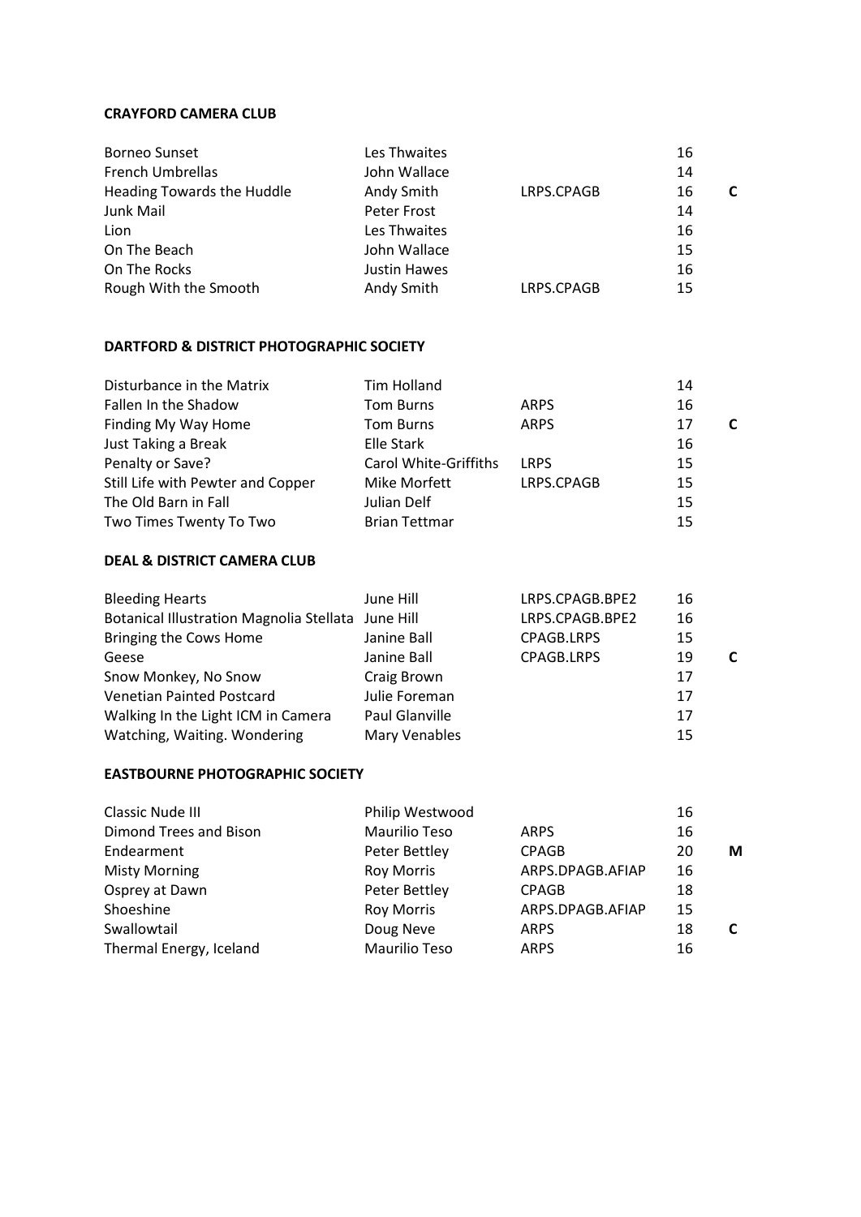**CRAYFORD CAMERA CLUB**

| | | | | |
|---|---|---|---|---|
| Borneo Sunset | Les Thwaites | | 16 | |
| French Umbrellas | John Wallace | | 14 | |
| Heading Towards the Huddle | Andy Smith | LRPS.CPAGB | 16 | **C** |
| Junk Mail | Peter Frost | | 14 | |
| Lion | Les Thwaites | | 16 | |
| On The Beach | John Wallace | | 15 | |
| On The Rocks | Justin Hawes | | 16 | |
| Rough With the Smooth | Andy Smith | LRPS.CPAGB | 15 | |

**DARTFORD & DISTRICT PHOTOGRAPHIC SOCIETY**

| | | | | |
|---|---|---|---|---|
| Disturbance in the Matrix | Tim Holland | | 14 | |
| Fallen In the Shadow | Tom Burns | ARPS | 16 | |
| Finding My Way Home | Tom Burns | ARPS | 17 | **C** |
| Just Taking a Break | Elle Stark | | 16 | |
| Penalty or Save? | Carol White-Griffiths | LRPS | 15 | |
| Still Life with Pewter and Copper | Mike Morfett | LRPS.CPAGB | 15 | |
| The Old Barn in Fall | Julian Delf | | 15 | |
| Two Times Twenty To Two | Brian Tettmar | | 15 | |

**DEAL & DISTRICT CAMERA CLUB**

| | | | | |
|---|---|---|---|---|
| Bleeding Hearts | June Hill | LRPS.CPAGB.BPE2 | 16 | |
| Botanical Illustration Magnolia Stellata | June Hill | LRPS.CPAGB.BPE2 | 16 | |
| Bringing the Cows Home | Janine Ball | CPAGB.LRPS | 15 | |
| Geese | Janine Ball | CPAGB.LRPS | 19 | **C** |
| Snow Monkey, No Snow | Craig Brown | | 17 | |
| Venetian Painted Postcard | Julie Foreman | | 17 | |
| Walking In the Light ICM in Camera | Paul Glanville | | 17 | |
| Watching, Waiting. Wondering | Mary Venables | | 15 | |

**EASTBOURNE PHOTOGRAPHIC SOCIETY**

| | | | | |
|---|---|---|---|---|
| Classic Nude III | Philip Westwood | | 16 | |
| Dimond Trees and Bison | Maurilio Teso | ARPS | 16 | |
| Endearment | Peter Bettley | CPAGB | 20 | **M** |
| Misty Morning | Roy Morris | ARPS.DPAGB.AFIAP | 16 | |
| Osprey at Dawn | Peter Bettley | CPAGB | 18 | |
| Shoeshine | Roy Morris | ARPS.DPAGB.AFIAP | 15 | |
| Swallowtail | Doug Neve | ARPS | 18 | **C** |
| Thermal Energy, Iceland | Maurilio Teso | ARPS | 16 | |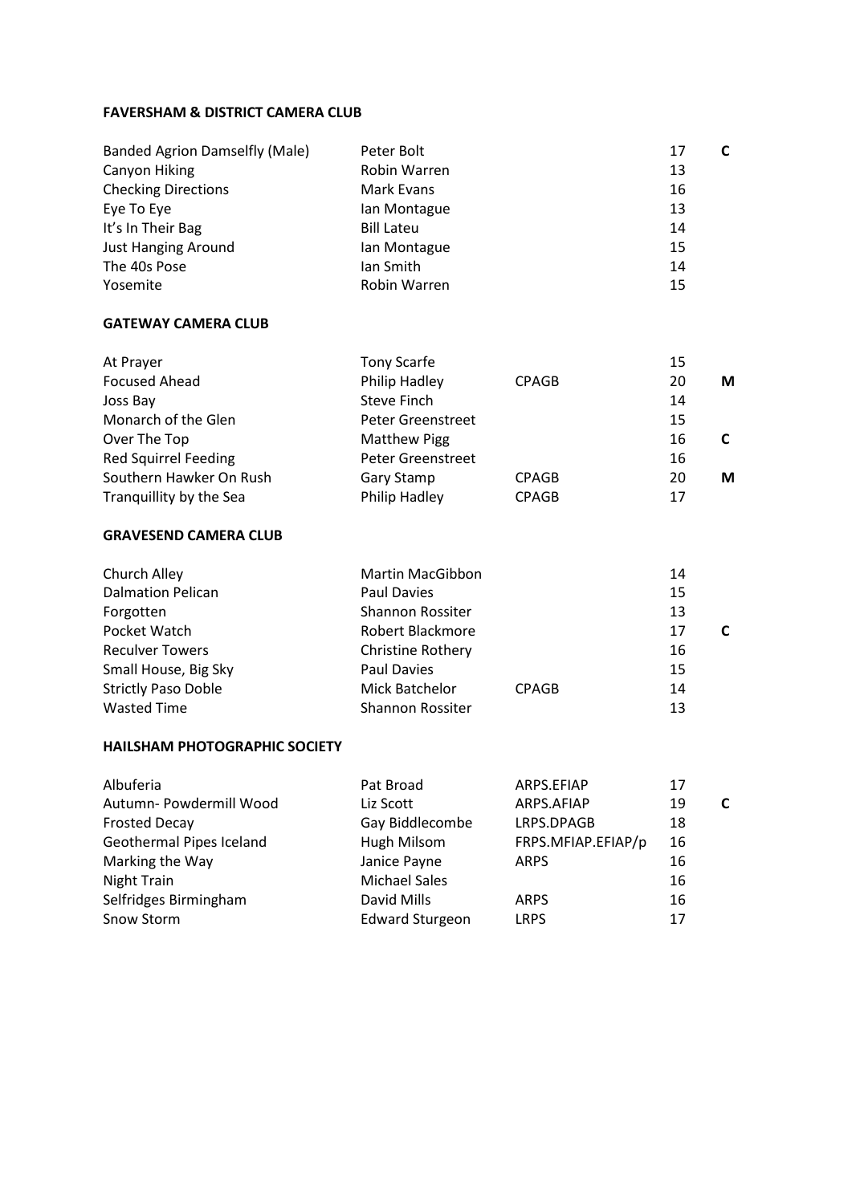**FAVERSHAM & DISTRICT CAMERA CLUB**

| | | | | |
|---|---|---|---|---|
| Banded Agrion Damselfly (Male) | Peter Bolt | | 17 | C |
| Canyon Hiking | Robin Warren | | 13 | |
| Checking Directions | Mark Evans | | 16 | |
| Eye To Eye | Ian Montague | | 13 | |
| It's In Their Bag | Bill Lateu | | 14 | |
| Just Hanging Around | Ian Montague | | 15 | |
| The 40s Pose | Ian Smith | | 14 | |
| Yosemite | Robin Warren | | 15 | |

**GATEWAY CAMERA CLUB**

| | | | | |
|---|---|---|---|---|
| At Prayer | Tony Scarfe | | 15 | |
| Focused Ahead | Philip Hadley | CPAGB | 20 | M |
| Joss Bay | Steve Finch | | 14 | |
| Monarch of the Glen | Peter Greenstreet | | 15 | |
| Over The Top | Matthew Pigg | | 16 | C |
| Red Squirrel Feeding | Peter Greenstreet | | 16 | |
| Southern Hawker On Rush | Gary Stamp | CPAGB | 20 | M |
| Tranquillity by the Sea | Philip Hadley | CPAGB | 17 | |

**GRAVESEND CAMERA CLUB**

| | | | | |
|---|---|---|---|---|
| Church Alley | Martin MacGibbon | | 14 | |
| Dalmation Pelican | Paul Davies | | 15 | |
| Forgotten | Shannon Rossiter | | 13 | |
| Pocket Watch | Robert Blackmore | | 17 | C |
| Reculver Towers | Christine Rothery | | 16 | |
| Small House, Big Sky | Paul Davies | | 15 | |
| Strictly Paso Doble | Mick Batchelor | CPAGB | 14 | |
| Wasted Time | Shannon Rossiter | | 13 | |

**HAILSHAM PHOTOGRAPHIC SOCIETY**

| | | | | |
|---|---|---|---|---|
| Albuferia | Pat Broad | ARPS.EFIAP | 17 | |
| Autumn- Powdermill Wood | Liz Scott | ARPS.AFIAP | 19 | C |
| Frosted Decay | Gay Biddlecombe | LRPS.DPAGB | 18 | |
| Geothermal Pipes Iceland | Hugh Milsom | FRPS.MFIAP.EFIAP/p | 16 | |
| Marking the Way | Janice Payne | ARPS | 16 | |
| Night Train | Michael Sales | | 16 | |
| Selfridges Birmingham | David Mills | ARPS | 16 | |
| Snow Storm | Edward Sturgeon | LRPS | 17 | |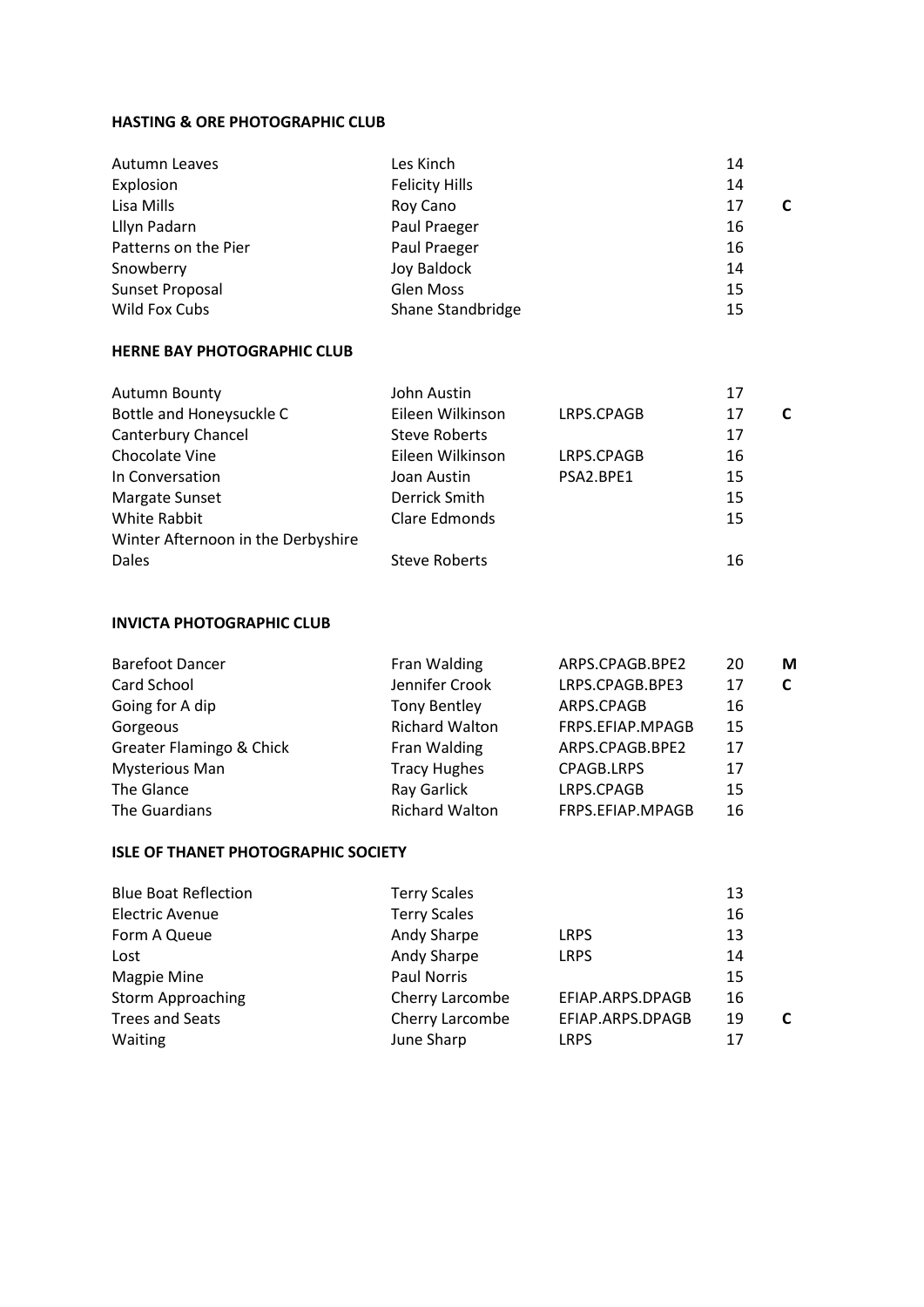**HASTING & ORE PHOTOGRAPHIC CLUB**

| | | | | |
|---|---|---|---|---|
| Autumn Leaves | Les Kinch | | 14 | |
| Explosion | Felicity Hills | | 14 | |
| Lisa Mills | Roy Cano | | 17 | **C** |
| Lllyn Padarn | Paul Praeger | | 16 | |
| Patterns on the Pier | Paul Praeger | | 16 | |
| Snowberry | Joy Baldock | | 14 | |
| Sunset Proposal | Glen Moss | | 15 | |
| Wild Fox Cubs | Shane Standbridge | | 15 | |

**HERNE BAY PHOTOGRAPHIC CLUB**

| | | | | |
|---|---|---|---|---|
| Autumn Bounty | John Austin | | 17 | |
| Bottle and Honeysuckle C | Eileen Wilkinson | LRPS.CPAGB | 17 | **C** |
| Canterbury Chancel | Steve Roberts | | 17 | |
| Chocolate Vine | Eileen Wilkinson | LRPS.CPAGB | 16 | |
| In Conversation | Joan Austin | PSA2.BPE1 | 15 | |
| Margate Sunset | Derrick Smith | | 15 | |
| White Rabbit | Clare Edmonds | | 15 | |
| Winter Afternoon in the Derbyshire Dales | Steve Roberts | | 16 | |

**INVICTA PHOTOGRAPHIC CLUB**

| | | | | |
|---|---|---|---|---|
| Barefoot Dancer | Fran Walding | ARPS.CPAGB.BPE2 | 20 | **M** |
| Card School | Jennifer Crook | LRPS.CPAGB.BPE3 | 17 | **C** |
| Going for A dip | Tony Bentley | ARPS.CPAGB | 16 | |
| Gorgeous | Richard Walton | FRPS.EFIAP.MPAGB | 15 | |
| Greater Flamingo & Chick | Fran Walding | ARPS.CPAGB.BPE2 | 17 | |
| Mysterious Man | Tracy Hughes | CPAGB.LRPS | 17 | |
| The Glance | Ray Garlick | LRPS.CPAGB | 15 | |
| The Guardians | Richard Walton | FRPS.EFIAP.MPAGB | 16 | |

**ISLE OF THANET PHOTOGRAPHIC SOCIETY**

| | | | | |
|---|---|---|---|---|
| Blue Boat Reflection | Terry Scales | | 13 | |
| Electric Avenue | Terry Scales | | 16 | |
| Form A Queue | Andy Sharpe | LRPS | 13 | |
| Lost | Andy Sharpe | LRPS | 14 | |
| Magpie Mine | Paul Norris | | 15 | |
| Storm Approaching | Cherry Larcombe | EFIAP.ARPS.DPAGB | 16 | |
| Trees and Seats | Cherry Larcombe | EFIAP.ARPS.DPAGB | 19 | **C** |
| Waiting | June Sharp | LRPS | 17 | |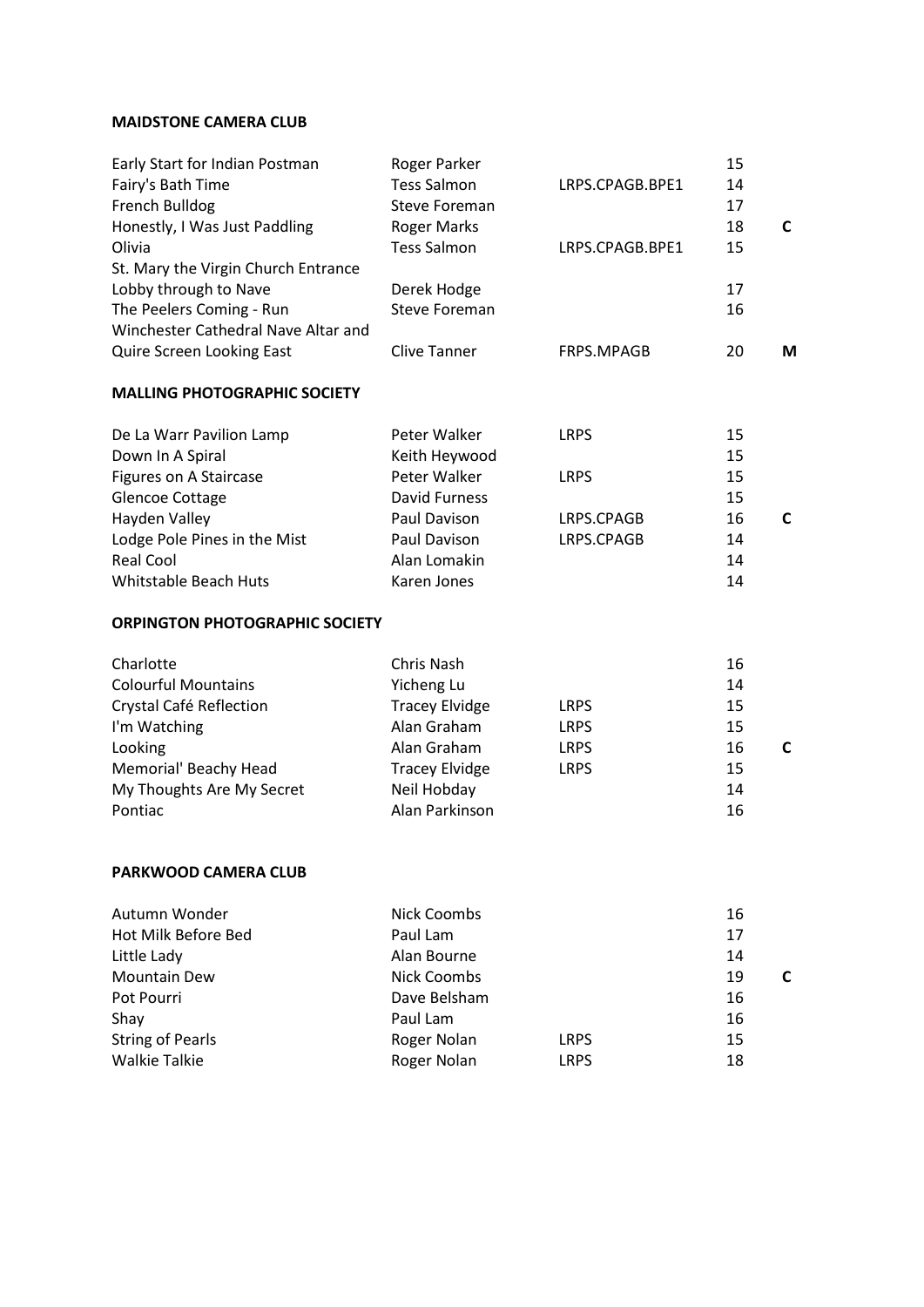**MAIDSTONE CAMERA CLUB**

| | | | | |
|---|---|---|---|---|
| Early Start for Indian Postman | Roger Parker | | 15 | |
| Fairy's Bath Time | Tess Salmon | LRPS.CPAGB.BPE1 | 14 | |
| French Bulldog | Steve Foreman | | 17 | |
| Honestly, I Was Just Paddling | Roger Marks | | 18 | C |
| Olivia | Tess Salmon | LRPS.CPAGB.BPE1 | 15 | |
| St. Mary the Virgin Church Entrance Lobby through to Nave | Derek Hodge | | 17 | |
| The Peelers Coming - Run | Steve Foreman | | 16 | |
| Winchester Cathedral Nave Altar and Quire Screen Looking East | Clive Tanner | FRPS.MPAGB | 20 | M |

**MALLING PHOTOGRAPHIC SOCIETY**

| | | | | |
|---|---|---|---|---|
| De La Warr Pavilion Lamp | Peter Walker | LRPS | 15 | |
| Down In A Spiral | Keith Heywood | | 15 | |
| Figures on A Staircase | Peter Walker | LRPS | 15 | |
| Glencoe Cottage | David Furness | | 15 | |
| Hayden Valley | Paul Davison | LRPS.CPAGB | 16 | C |
| Lodge Pole Pines in the Mist | Paul Davison | LRPS.CPAGB | 14 | |
| Real Cool | Alan Lomakin | | 14 | |
| Whitstable Beach Huts | Karen Jones | | 14 | |

**ORPINGTON PHOTOGRAPHIC SOCIETY**

| | | | | |
|---|---|---|---|---|
| Charlotte | Chris Nash | | 16 | |
| Colourful Mountains | Yicheng Lu | | 14 | |
| Crystal Café Reflection | Tracey Elvidge | LRPS | 15 | |
| I'm Watching | Alan Graham | LRPS | 15 | |
| Looking | Alan Graham | LRPS | 16 | C |
| Memorial' Beachy Head | Tracey Elvidge | LRPS | 15 | |
| My Thoughts Are My Secret | Neil Hobday | | 14 | |
| Pontiac | Alan Parkinson | | 16 | |

**PARKWOOD CAMERA CLUB**

| | | | | |
|---|---|---|---|---|
| Autumn Wonder | Nick Coombs | | 16 | |
| Hot Milk Before Bed | Paul Lam | | 17 | |
| Little Lady | Alan Bourne | | 14 | |
| Mountain Dew | Nick Coombs | | 19 | C |
| Pot Pourri | Dave Belsham | | 16 | |
| Shay | Paul Lam | | 16 | |
| String of Pearls | Roger Nolan | LRPS | 15 | |
| Walkie Talkie | Roger Nolan | LRPS | 18 | |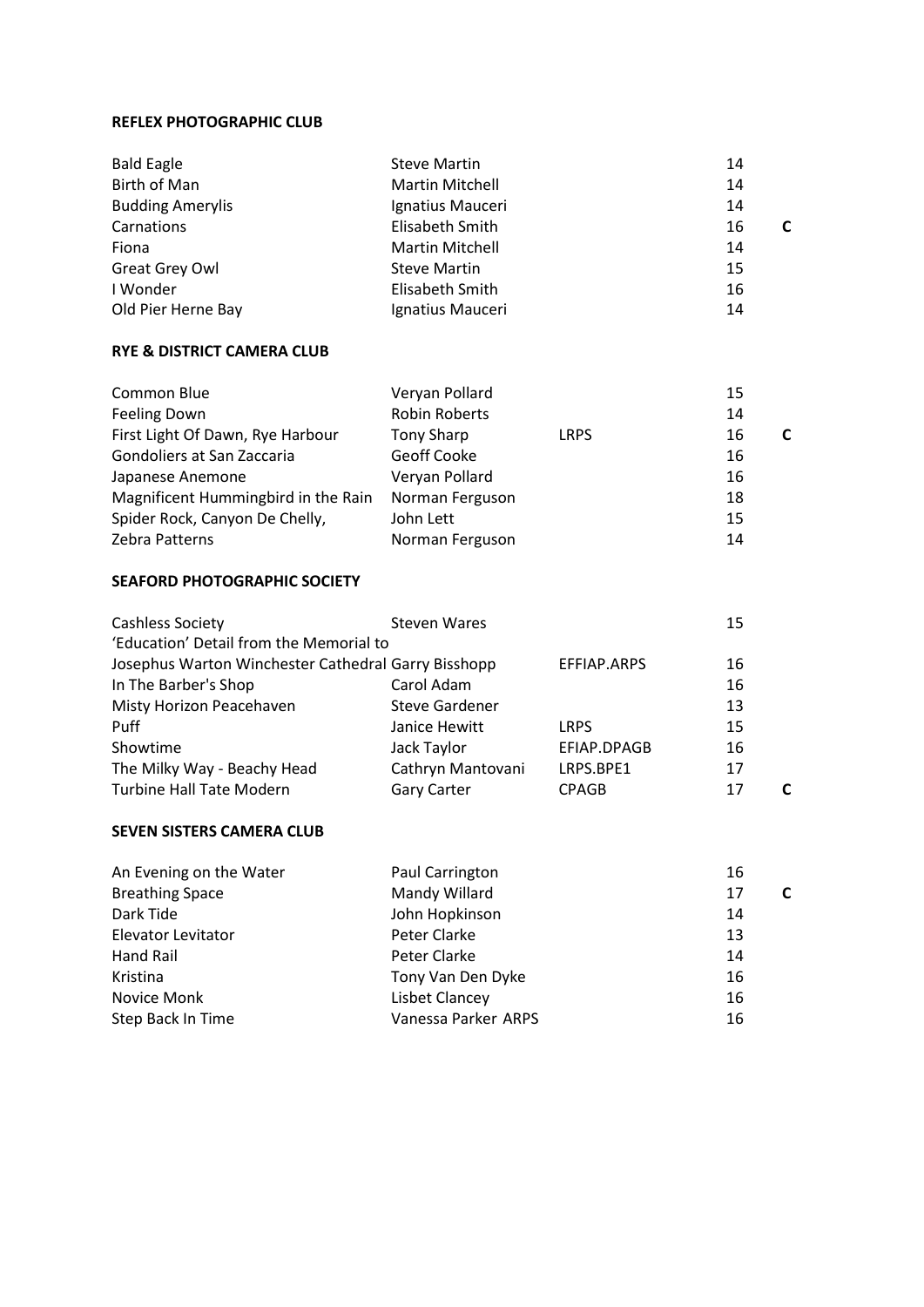**REFLEX PHOTOGRAPHIC CLUB**

| Title | Author | Distinction | Score | Award |
|---|---|---|---|---|
| Bald Eagle | Steve Martin | | 14 | |
| Birth of Man | Martin Mitchell | | 14 | |
| Budding Amerylis | Ignatius Mauceri | | 14 | |
| Carnations | Elisabeth Smith | | 16 | C |
| Fiona | Martin Mitchell | | 14 | |
| Great Grey Owl | Steve Martin | | 15 | |
| I Wonder | Elisabeth Smith | | 16 | |
| Old Pier Herne Bay | Ignatius Mauceri | | 14 | |

**RYE & DISTRICT CAMERA CLUB**

| Title | Author | Distinction | Score | Award |
|---|---|---|---|---|
| Common Blue | Veryan Pollard | | 15 | |
| Feeling Down | Robin Roberts | | 14 | |
| First Light Of Dawn, Rye Harbour | Tony Sharp | LRPS | 16 | C |
| Gondoliers at San Zaccaria | Geoff Cooke | | 16 | |
| Japanese Anemone | Veryan Pollard | | 16 | |
| Magnificent Hummingbird in the Rain | Norman Ferguson | | 18 | |
| Spider Rock, Canyon De Chelly, | John Lett | | 15 | |
| Zebra Patterns | Norman Ferguson | | 14 | |

**SEAFORD PHOTOGRAPHIC SOCIETY**

| Title | Author | Distinction | Score | Award |
|---|---|---|---|---|
| Cashless Society | Steven Wares | | 15 | |
| 'Education' Detail from the Memorial to Josephus Warton Winchester Cathedral | Garry Bisshopp | EFFIAP.ARPS | 16 | |
| In The Barber's Shop | Carol Adam | | 16 | |
| Misty Horizon Peacehaven | Steve Gardener | | 13 | |
| Puff | Janice Hewitt | LRPS | 15 | |
| Showtime | Jack Taylor | EFIAP.DPAGB | 16 | |
| The Milky Way - Beachy Head | Cathryn Mantovani | LRPS.BPE1 | 17 | |
| Turbine Hall Tate Modern | Gary Carter | CPAGB | 17 | C |

**SEVEN SISTERS CAMERA CLUB**

| Title | Author | Distinction | Score | Award |
|---|---|---|---|---|
| An Evening on the Water | Paul Carrington | | 16 | |
| Breathing Space | Mandy Willard | | 17 | C |
| Dark Tide | John Hopkinson | | 14 | |
| Elevator Levitator | Peter Clarke | | 13 | |
| Hand Rail | Peter Clarke | | 14 | |
| Kristina | Tony Van Den Dyke | | 16 | |
| Novice Monk | Lisbet Clancey | | 16 | |
| Step Back In Time | Vanessa Parker ARPS | | 16 | |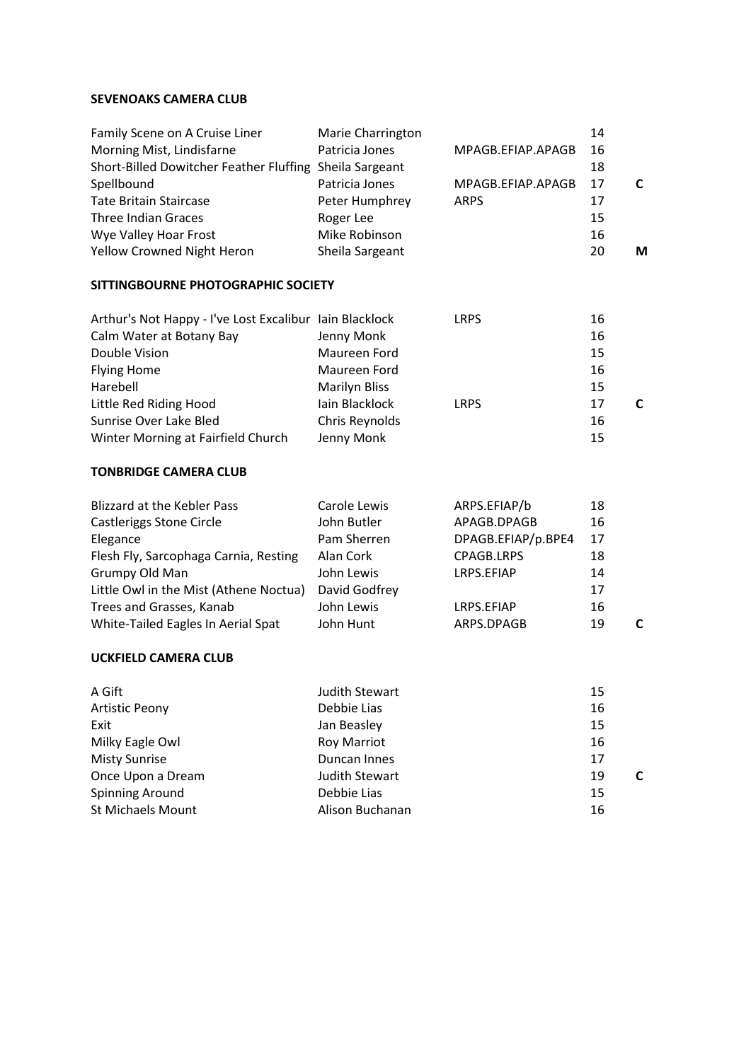**SEVENOAKS CAMERA CLUB**

| | | | | |
|---|---|---|---|---|
| Family Scene on A Cruise Liner | Marie Charrington | | 14 | |
| Morning Mist, Lindisfarne | Patricia Jones | MPAGB.EFIAP.APAGB | 16 | |
| Short-Billed Dowitcher Feather Fluffing | Sheila Sargeant | | 18 | |
| Spellbound | Patricia Jones | MPAGB.EFIAP.APAGB | 17 | C |
| Tate Britain Staircase | Peter Humphrey | ARPS | 17 | |
| Three Indian Graces | Roger Lee | | 15 | |
| Wye Valley Hoar Frost | Mike Robinson | | 16 | |
| Yellow Crowned Night Heron | Sheila Sargeant | | 20 | M |

**SITTINGBOURNE PHOTOGRAPHIC SOCIETY**

| | | | | |
|---|---|---|---|---|
| Arthur's Not Happy - I've Lost Excalibur | Iain Blacklock | LRPS | 16 | |
| Calm Water at Botany Bay | Jenny Monk | | 16 | |
| Double Vision | Maureen Ford | | 15 | |
| Flying Home | Maureen Ford | | 16 | |
| Harebell | Marilyn Bliss | | 15 | |
| Little Red Riding Hood | Iain Blacklock | LRPS | 17 | C |
| Sunrise Over Lake Bled | Chris Reynolds | | 16 | |
| Winter Morning at Fairfield Church | Jenny Monk | | 15 | |

**TONBRIDGE CAMERA CLUB**

| | | | | |
|---|---|---|---|---|
| Blizzard at the Kebler Pass | Carole Lewis | ARPS.EFIAP/b | 18 | |
| Castleriggs Stone Circle | John Butler | APAGB.DPAGB | 16 | |
| Elegance | Pam Sherren | DPAGB.EFIAP/p.BPE4 | 17 | |
| Flesh Fly, Sarcophaga Carnia, Resting | Alan Cork | CPAGB.LRPS | 18 | |
| Grumpy Old Man | John Lewis | LRPS.EFIAP | 14 | |
| Little Owl in the Mist (Athene Noctua) | David Godfrey | | 17 | |
| Trees and Grasses, Kanab | John Lewis | LRPS.EFIAP | 16 | |
| White-Tailed Eagles In Aerial Spat | John Hunt | ARPS.DPAGB | 19 | C |

**UCKFIELD CAMERA CLUB**

| | | | | |
|---|---|---|---|---|
| A Gift | Judith Stewart | | 15 | |
| Artistic Peony | Debbie Lias | | 16 | |
| Exit | Jan Beasley | | 15 | |
| Milky Eagle Owl | Roy Marriot | | 16 | |
| Misty Sunrise | Duncan Innes | | 17 | |
| Once Upon a Dream | Judith Stewart | | 19 | C |
| Spinning Around | Debbie Lias | | 15 | |
| St Michaels Mount | Alison Buchanan | | 16 | |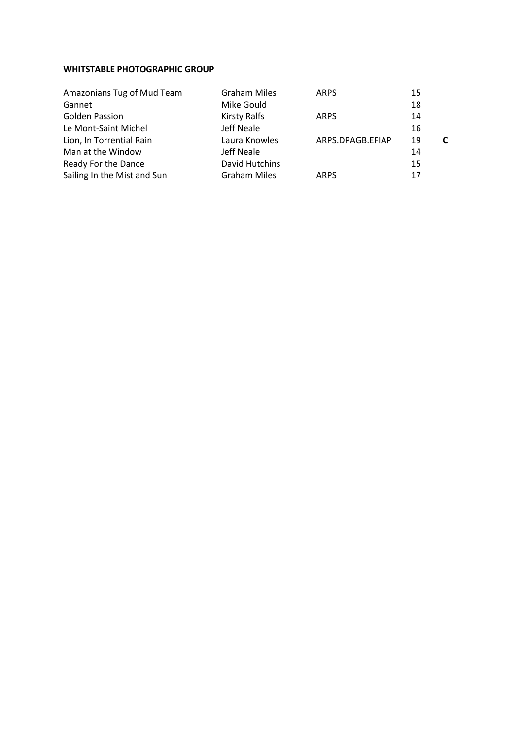**WHITSTABLE PHOTOGRAPHIC GROUP**

| | | | | |
|---|---|---|---|---|
| Amazonians Tug of Mud Team | Graham Miles | ARPS | 15 | |
| Gannet | Mike Gould | | 18 | |
| Golden Passion | Kirsty Ralfs | ARPS | 14 | |
| Le Mont-Saint Michel | Jeff Neale | | 16 | |
| Lion, In Torrential Rain | Laura Knowles | ARPS.DPAGB.EFIAP | 19 | **C** |
| Man at the Window | Jeff Neale | | 14 | |
| Ready For the Dance | David Hutchins | | 15 | |
| Sailing In the Mist and Sun | Graham Miles | ARPS | 17 | |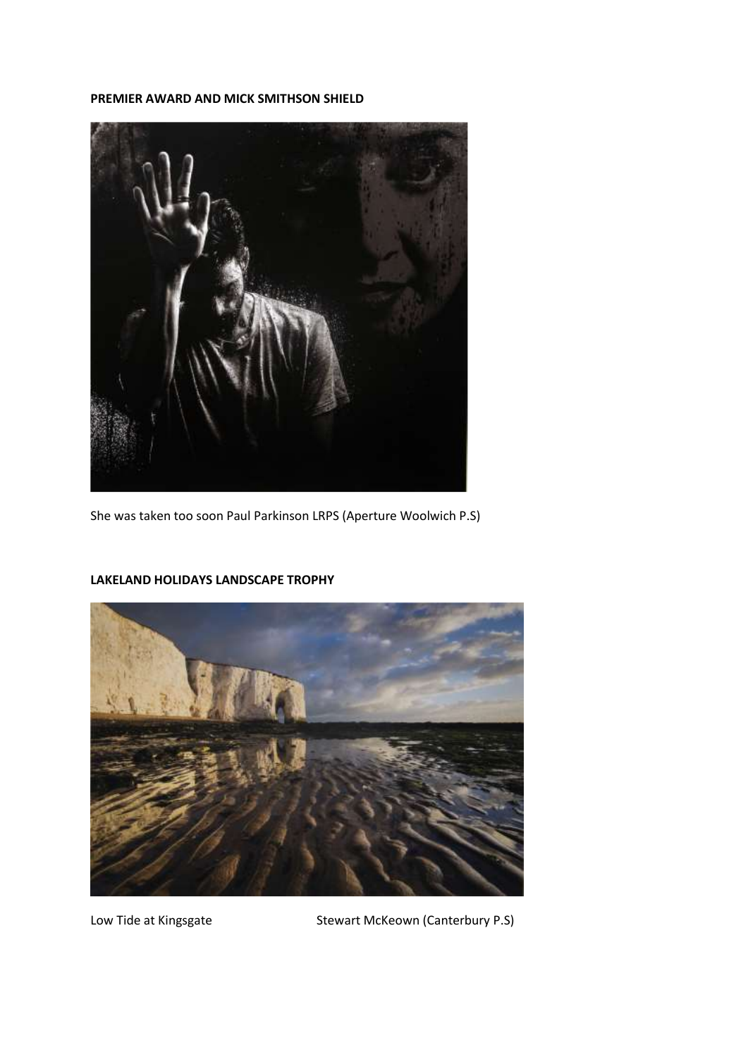**PREMIER AWARD AND MICK SMITHSON SHIELD**

She was taken too soon Paul Parkinson LRPS (Aperture Woolwich P.S)

**LAKELAND HOLIDAYS LANDSCAPE TROPHY**

Low Tide at Kingsgate Stewart McKeown (Canterbury P.S)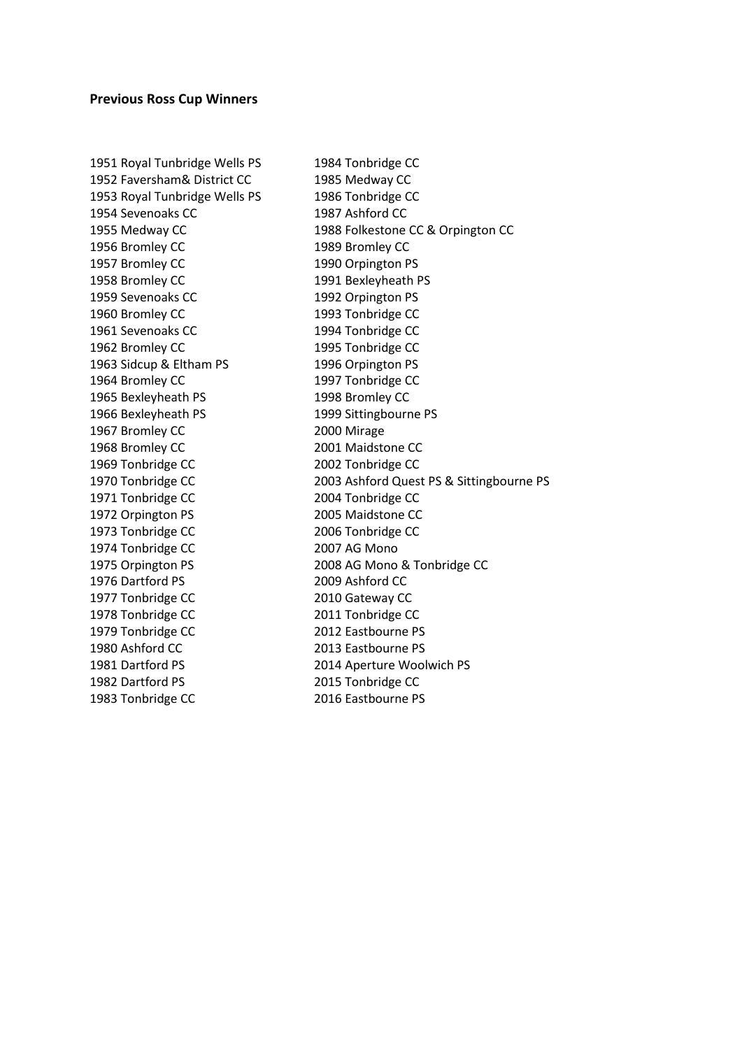**Previous Ross Cup Winners**

1951 Royal Tunbridge Wells PS
1952 Faversham& District CC
1953 Royal Tunbridge Wells PS
1954 Sevenoaks CC
1955 Medway CC
1956 Bromley CC
1957 Bromley CC
1958 Bromley CC
1959 Sevenoaks CC
1960 Bromley CC
1961 Sevenoaks CC
1962 Bromley CC
1963 Sidcup & Eltham PS
1964 Bromley CC
1965 Bexleyheath PS
1966 Bexleyheath PS
1967 Bromley CC
1968 Bromley CC
1969 Tonbridge CC
1970 Tonbridge CC
1971 Tonbridge CC
1972 Orpington PS
1973 Tonbridge CC
1974 Tonbridge CC
1975 Orpington PS
1976 Dartford PS
1977 Tonbridge CC
1978 Tonbridge CC
1979 Tonbridge CC
1980 Ashford CC
1981 Dartford PS
1982 Dartford PS
1983 Tonbridge CC
1984 Tonbridge CC
1985 Medway CC
1986 Tonbridge CC
1987 Ashford CC
1988 Folkestone CC & Orpington CC
1989 Bromley CC
1990 Orpington PS
1991 Bexleyheath PS
1992 Orpington PS
1993 Tonbridge CC
1994 Tonbridge CC
1995 Tonbridge CC
1996 Orpington PS
1997 Tonbridge CC
1998 Bromley CC
1999 Sittingbourne PS
2000 Mirage
2001 Maidstone CC
2002 Tonbridge CC
2003 Ashford Quest PS & Sittingbourne PS
2004 Tonbridge CC
2005 Maidstone CC
2006 Tonbridge CC
2007 AG Mono
2008 AG Mono & Tonbridge CC
2009 Ashford CC
2010 Gateway CC
2011 Tonbridge CC
2012 Eastbourne PS
2013 Eastbourne PS
2014 Aperture Woolwich PS
2015 Tonbridge CC
2016 Eastbourne PS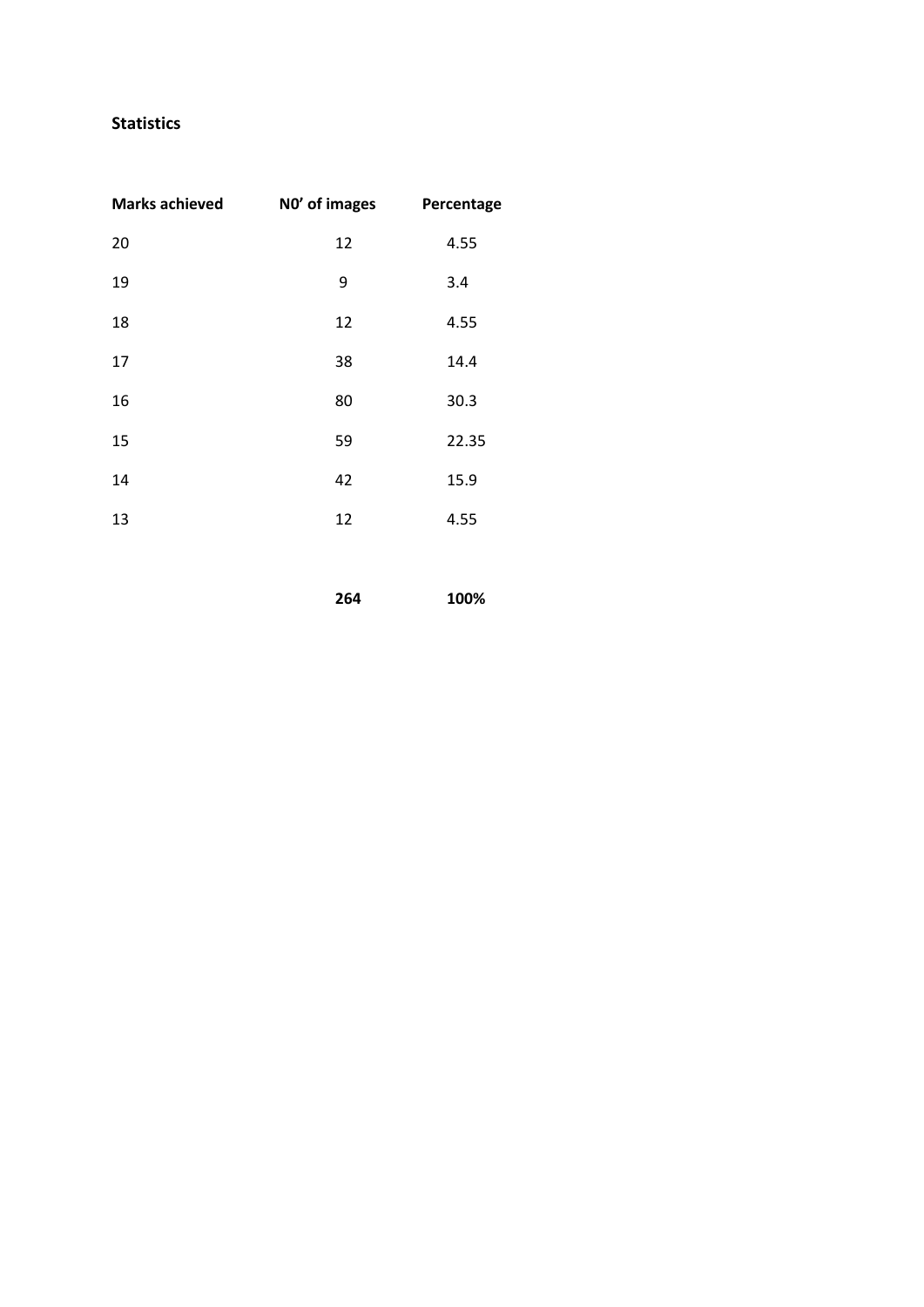**Statistics**

| Marks achieved | N0' of images | Percentage |
|---|---|---|
| 20 | 12 | 4.55 |
| 19 | 9 | 3.4 |
| 18 | 12 | 4.55 |
| 17 | 38 | 14.4 |
| 16 | 80 | 30.3 |
| 15 | 59 | 22.35 |
| 14 | 42 | 15.9 |
| 13 | 12 | 4.55 |
| | **264** | **100%** |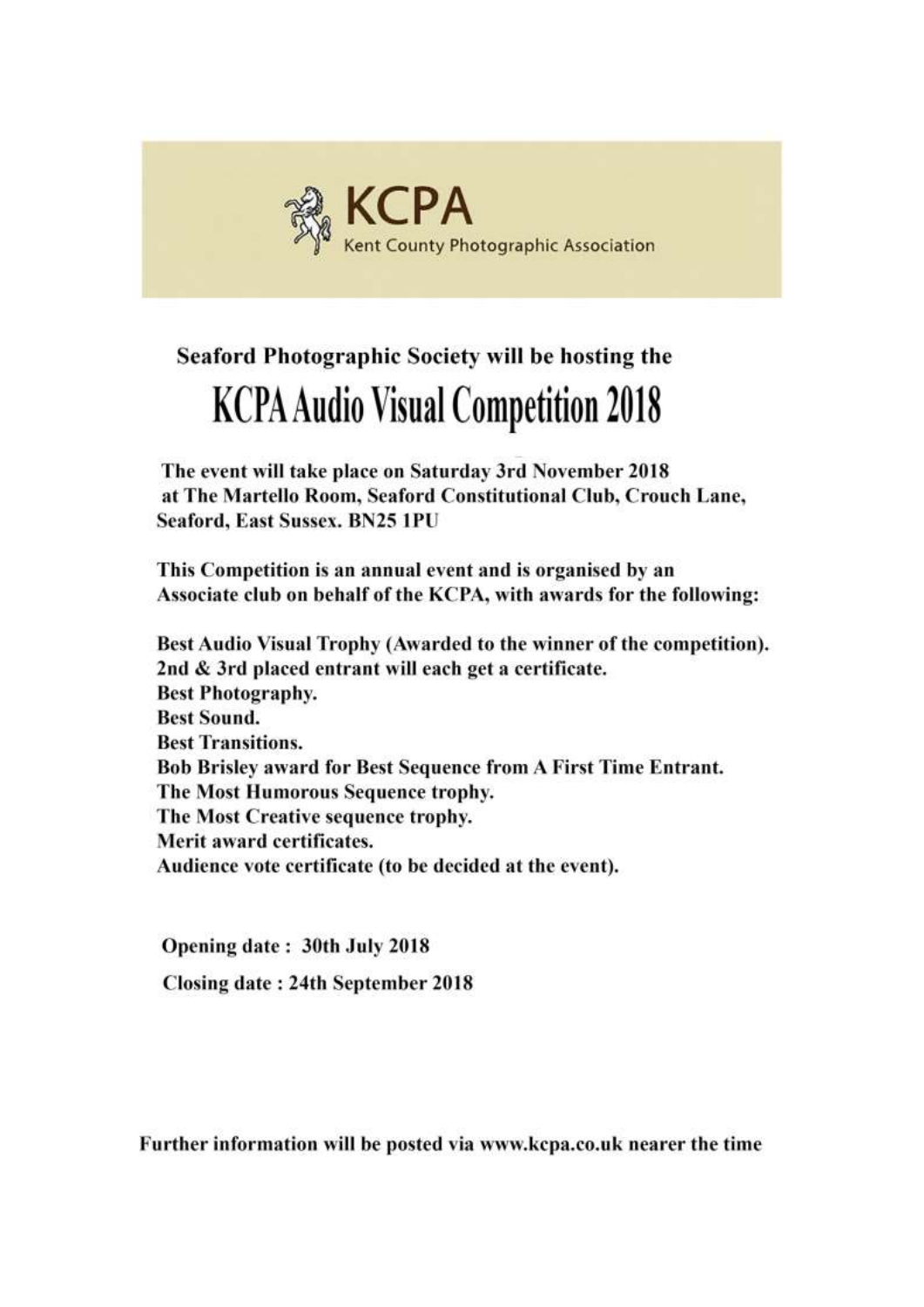**KCPA**
Kent County Photographic Association

**Seaford Photographic Society will be hosting the**

# KCPA Audio Visual Competition 2018

**The event will take place on Saturday 3rd November 2018 at The Martello Room, Seaford Constitutional Club, Crouch Lane, Seaford, East Sussex. BN25 1PU**

**This Competition is an annual event and is organised by an Associate club on behalf of the KCPA, with awards for the following:**

**Best Audio Visual Trophy (Awarded to the winner of the competition).**
**2nd & 3rd placed entrant will each get a certificate.**
**Best Photography.**
**Best Sound.**
**Best Transitions.**
**Bob Brisley award for Best Sequence from A First Time Entrant.**
**The Most Humorous Sequence trophy.**
**The Most Creative sequence trophy.**
**Merit award certificates.**
**Audience vote certificate (to be decided at the event).**

**Opening date : 30th July 2018**

**Closing date : 24th September 2018**

**Further information will be posted via www.kcpa.co.uk nearer the time**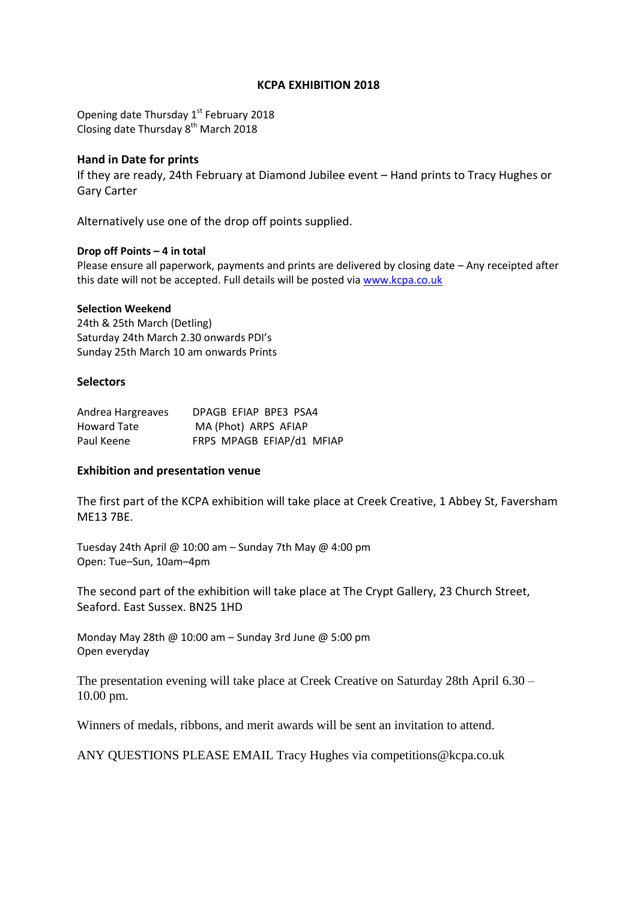# KCPA EXHIBITION 2018

Opening date Thursday 1st February 2018
Closing date Thursday 8th March 2018

### Hand in Date for prints

If they are ready, 24th February at Diamond Jubilee event – Hand prints to Tracy Hughes or Gary Carter

Alternatively use one of the drop off points supplied.

**Drop off Points – 4 in total**

Please ensure all paperwork, payments and prints are delivered by closing date – Any receipted after this date will not be accepted. Full details will be posted via www.kcpa.co.uk

**Selection Weekend**

24th & 25th March (Detling)
Saturday 24th March 2.30 onwards PDI's
Sunday 25th March 10 am onwards Prints

### Selectors

| | |
|---|---|
| Andrea Hargreaves | DPAGB EFIAP BPE3 PSA4 |
| Howard Tate | MA (Phot) ARPS AFIAP |
| Paul Keene | FRPS MPAGB EFIAP/d1 MFIAP |

### Exhibition and presentation venue

The first part of the KCPA exhibition will take place at Creek Creative, 1 Abbey St, Faversham ME13 7BE.

Tuesday 24th April @ 10:00 am – Sunday 7th May @ 4:00 pm
Open: Tue–Sun, 10am–4pm

The second part of the exhibition will take place at The Crypt Gallery, 23 Church Street, Seaford. East Sussex. BN25 1HD

Monday May 28th @ 10:00 am – Sunday 3rd June @ 5:00 pm
Open everyday

The presentation evening will take place at Creek Creative on Saturday 28th April 6.30 – 10.00 pm.

Winners of medals, ribbons, and merit awards will be sent an invitation to attend.

ANY QUESTIONS PLEASE EMAIL Tracy Hughes via competitions@kcpa.co.uk